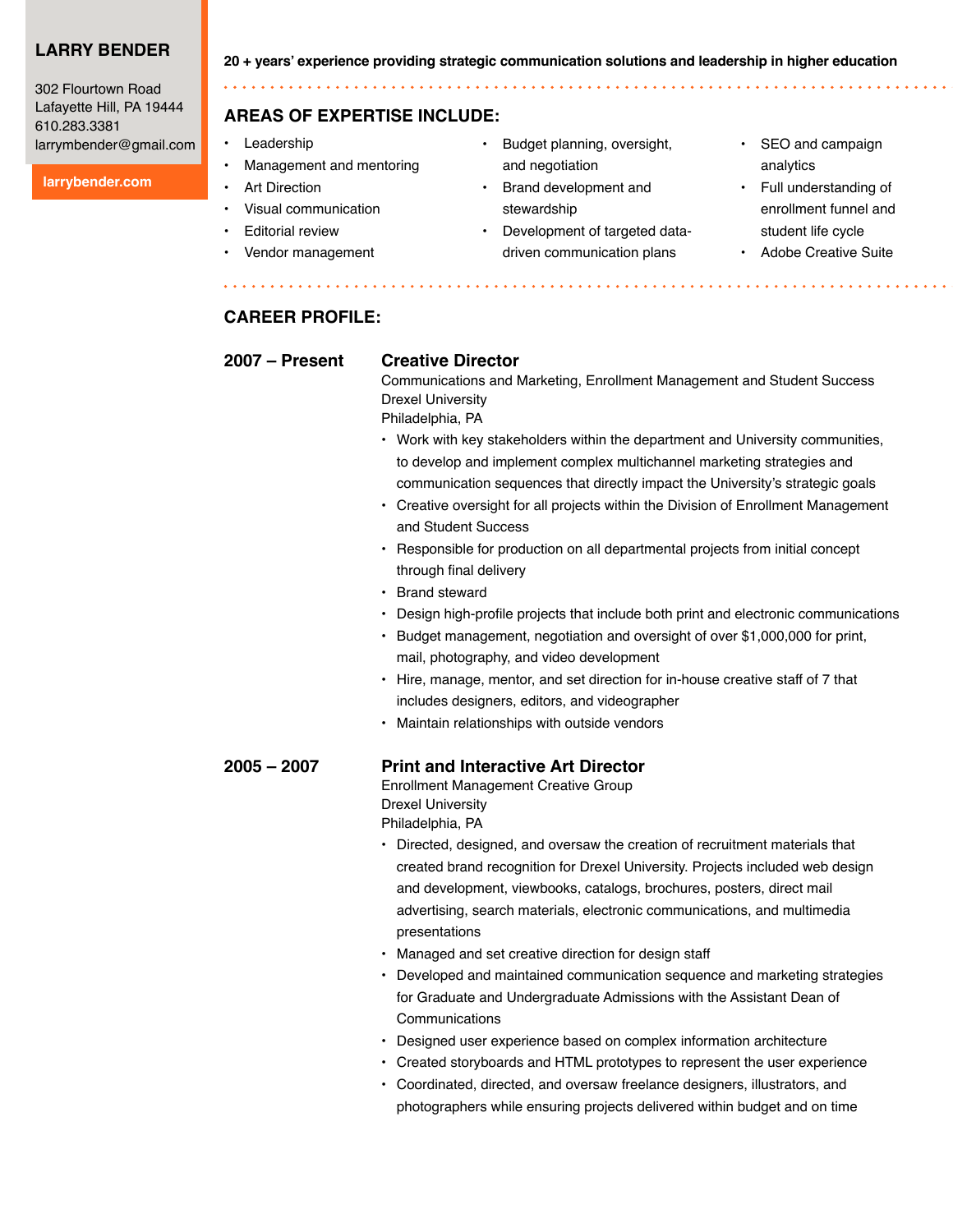# LARRY BENDER

302 Flourtown Road
Lafayette Hill, PA 19444
610.283.3381
larrymbender@gmail.com

**larrybender.com**

**20 + years' experience providing strategic communication solutions and leadership in higher education**

## AREAS OF EXPERTISE INCLUDE:

- Leadership
- Management and mentoring
- Art Direction
- Visual communication
- Editorial review
- Vendor management
- Budget planning, oversight, and negotiation
- Brand development and stewardship
- Development of targeted data-driven communication plans
- SEO and campaign analytics
- Full understanding of enrollment funnel and student life cycle
- Adobe Creative Suite

## CAREER PROFILE:

**2007 – Present**

### Creative Director

Communications and Marketing, Enrollment Management and Student Success
Drexel University
Philadelphia, PA

- Work with key stakeholders within the department and University communities, to develop and implement complex multichannel marketing strategies and communication sequences that directly impact the University's strategic goals
- Creative oversight for all projects within the Division of Enrollment Management and Student Success
- Responsible for production on all departmental projects from initial concept through final delivery
- Brand steward
- Design high-profile projects that include both print and electronic communications
- Budget management, negotiation and oversight of over $1,000,000 for print, mail, photography, and video development
- Hire, manage, mentor, and set direction for in-house creative staff of 7 that includes designers, editors, and videographer
- Maintain relationships with outside vendors

**2005 – 2007**

### Print and Interactive Art Director

Enrollment Management Creative Group
Drexel University
Philadelphia, PA

- Directed, designed, and oversaw the creation of recruitment materials that created brand recognition for Drexel University. Projects included web design and development, viewbooks, catalogs, brochures, posters, direct mail advertising, search materials, electronic communications, and multimedia presentations
- Managed and set creative direction for design staff
- Developed and maintained communication sequence and marketing strategies for Graduate and Undergraduate Admissions with the Assistant Dean of Communications
- Designed user experience based on complex information architecture
- Created storyboards and HTML prototypes to represent the user experience
- Coordinated, directed, and oversaw freelance designers, illustrators, and photographers while ensuring projects delivered within budget and on time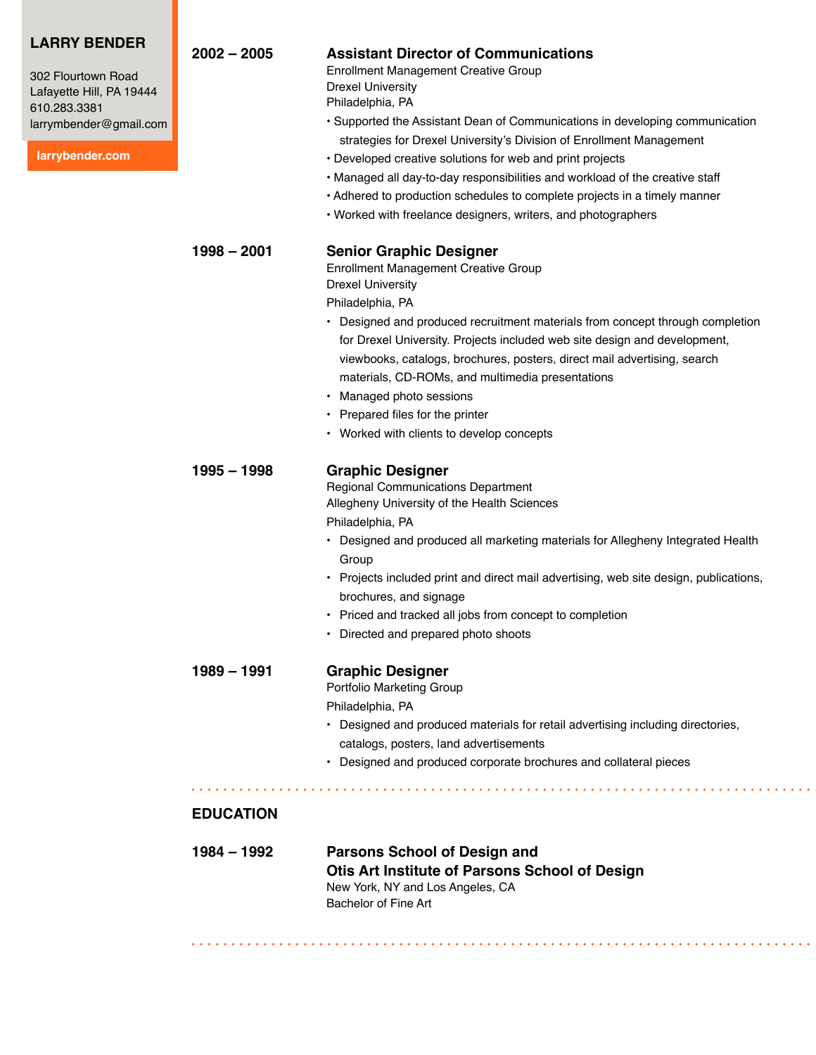**LARRY BENDER**

302 Flourtown Road
Lafayette Hill, PA 19444
610.283.3381
larrymbender@gmail.com

**larrybender.com**

**2002 – 2005**

### Assistant Director of Communications

Enrollment Management Creative Group
Drexel University
Philadelphia, PA

- Supported the Assistant Dean of Communications in developing communication strategies for Drexel University's Division of Enrollment Management
- Developed creative solutions for web and print projects
- Managed all day-to-day responsibilities and workload of the creative staff
- Adhered to production schedules to complete projects in a timely manner
- Worked with freelance designers, writers, and photographers

**1998 – 2001**

### Senior Graphic Designer

Enrollment Management Creative Group
Drexel University
Philadelphia, PA

- Designed and produced recruitment materials from concept through completion for Drexel University. Projects included web site design and development, viewbooks, catalogs, brochures, posters, direct mail advertising, search materials, CD-ROMs, and multimedia presentations
- Managed photo sessions
- Prepared files for the printer
- Worked with clients to develop concepts

**1995 – 1998**

### Graphic Designer

Regional Communications Department
Allegheny University of the Health Sciences
Philadelphia, PA

- Designed and produced all marketing materials for Allegheny Integrated Health Group
- Projects included print and direct mail advertising, web site design, publications, brochures, and signage
- Priced and tracked all jobs from concept to completion
- Directed and prepared photo shoots

**1989 – 1991**

### Graphic Designer

Portfolio Marketing Group
Philadelphia, PA

- Designed and produced materials for retail advertising including directories, catalogs, posters, land advertisements
- Designed and produced corporate brochures and collateral pieces

## EDUCATION

**1984 – 1992**

### Parsons School of Design and Otis Art Institute of Parsons School of Design

New York, NY and Los Angeles, CA
Bachelor of Fine Art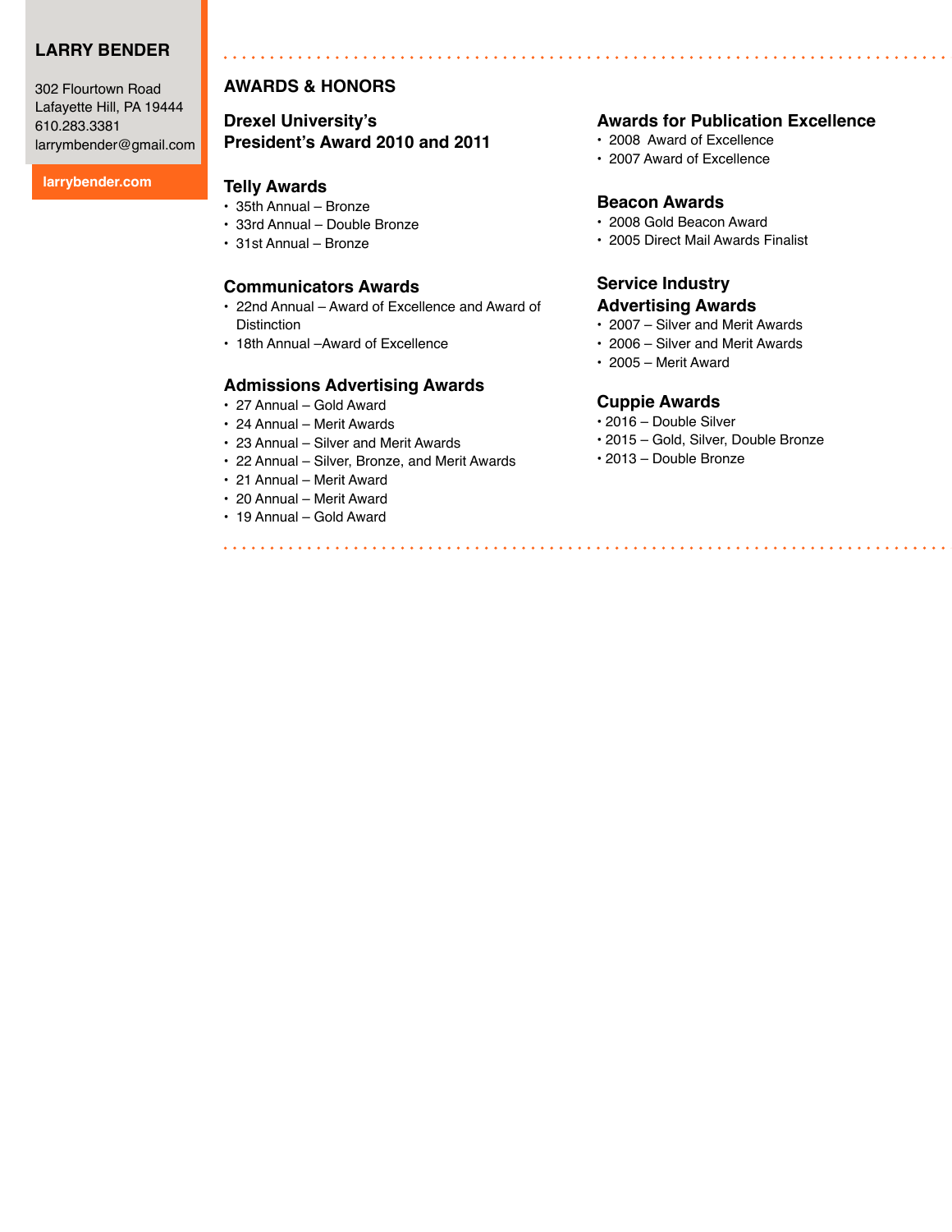**LARRY BENDER**

302 Flourtown Road
Lafayette Hill, PA 19444
610.283.3381
larrymbender@gmail.com

larrybender.com

## AWARDS & HONORS

### Drexel University's President's Award 2010 and 2011

### Telly Awards

- 35th Annual – Bronze
- 33rd Annual – Double Bronze
- 31st Annual – Bronze

### Communicators Awards

- 22nd Annual – Award of Excellence and Award of Distinction
- 18th Annual –Award of Excellence

### Admissions Advertising Awards

- 27 Annual – Gold Award
- 24 Annual – Merit Awards
- 23 Annual – Silver and Merit Awards
- 22 Annual – Silver, Bronze, and Merit Awards
- 21 Annual – Merit Award
- 20 Annual – Merit Award
- 19 Annual – Gold Award

### Awards for Publication Excellence

- 2008 Award of Excellence
- 2007 Award of Excellence

### Beacon Awards

- 2008 Gold Beacon Award
- 2005 Direct Mail Awards Finalist

### Service Industry Advertising Awards

- 2007 – Silver and Merit Awards
- 2006 – Silver and Merit Awards
- 2005 – Merit Award

### Cuppie Awards

- 2016 – Double Silver
- 2015 – Gold, Silver, Double Bronze
- 2013 – Double Bronze